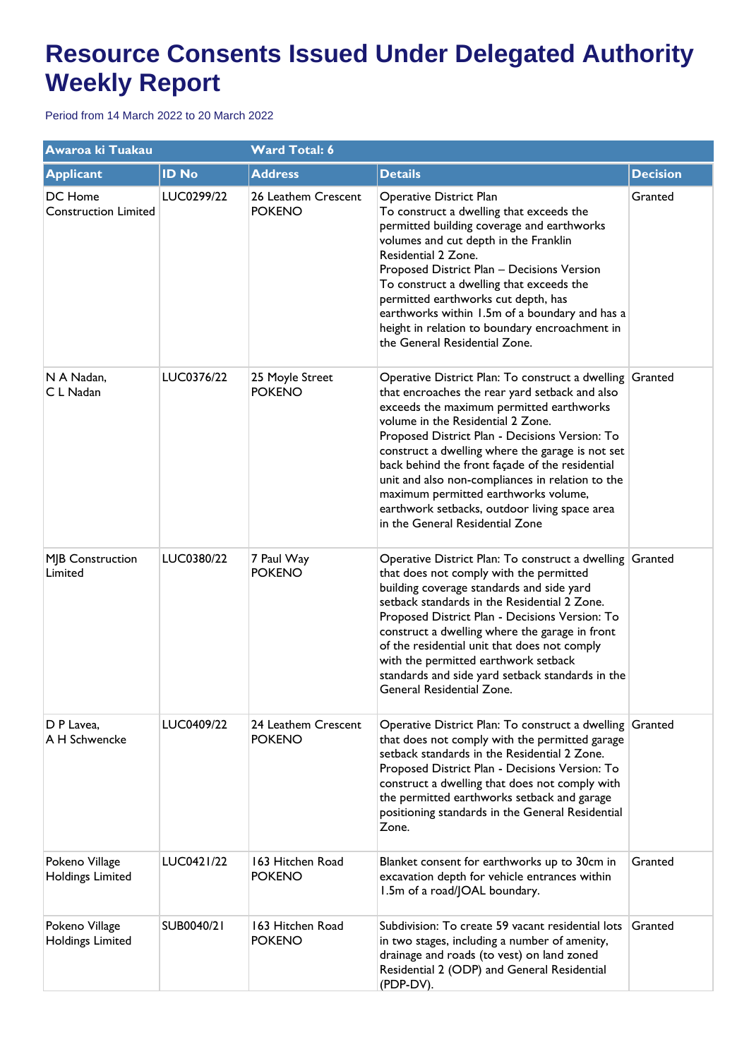# Resource Consents Issued Under Delegated Authority Weekly Report

Period from 14 March 2022 to 20 March 2022

| Awaroa ki Tuakau | | Ward Total: 6 | | |
|---|---|---|---|---|
| **Applicant** | **ID No** | **Address** | **Details** | **Decision** |
| DC Home Construction Limited | LUC0299/22 | 26 Leathem Crescent POKENO | Operative District Plan<br>To construct a dwelling that exceeds the permitted building coverage and earthworks volumes and cut depth in the Franklin Residential 2 Zone.<br>Proposed District Plan – Decisions Version<br>To construct a dwelling that exceeds the permitted earthworks cut depth, has earthworks within 1.5m of a boundary and has a height in relation to boundary encroachment in the General Residential Zone. | Granted |
| N A Nadan,<br>C L Nadan | LUC0376/22 | 25 Moyle Street POKENO | Operative District Plan: To construct a dwelling that encroaches the rear yard setback and also exceeds the maximum permitted earthworks volume in the Residential 2 Zone.<br>Proposed District Plan - Decisions Version: To construct a dwelling where the garage is not set back behind the front façade of the residential unit and also non-compliances in relation to the maximum permitted earthworks volume, earthwork setbacks, outdoor living space area in the General Residential Zone | Granted |
| MJB Construction Limited | LUC0380/22 | 7 Paul Way POKENO | Operative District Plan: To construct a dwelling that does not comply with the permitted building coverage standards and side yard setback standards in the Residential 2 Zone.<br>Proposed District Plan - Decisions Version: To construct a dwelling where the garage in front of the residential unit that does not comply with the permitted earthwork setback standards and side yard setback standards in the General Residential Zone. | Granted |
| D P Lavea,<br>A H Schwencke | LUC0409/22 | 24 Leathem Crescent POKENO | Operative District Plan: To construct a dwelling that does not comply with the permitted garage setback standards in the Residential 2 Zone.<br>Proposed District Plan - Decisions Version: To construct a dwelling that does not comply with the permitted earthworks setback and garage positioning standards in the General Residential Zone. | Granted |
| Pokeno Village Holdings Limited | LUC0421/22 | 163 Hitchen Road POKENO | Blanket consent for earthworks up to 30cm in excavation depth for vehicle entrances within 1.5m of a road/JOAL boundary. | Granted |
| Pokeno Village Holdings Limited | SUB0040/21 | 163 Hitchen Road POKENO | Subdivision: To create 59 vacant residential lots in two stages, including a number of amenity, drainage and roads (to vest) on land zoned Residential 2 (ODP) and General Residential (PDP-DV). | Granted |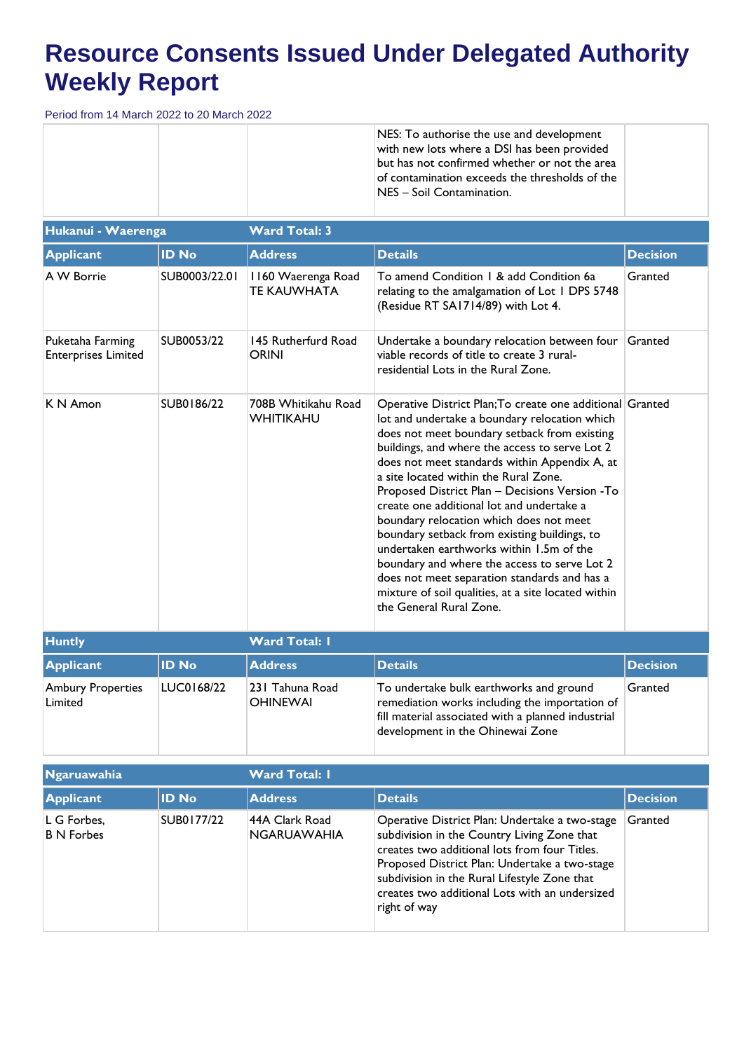# Resource Consents Issued Under Delegated Authority Weekly Report

Period from 14 March 2022 to 20 March 2022

| | | | | |
|---|---|---|---|---|
| | | | NES: To authorise the use and development with new lots where a DSI has been provided but has not confirmed whether or not the area of contamination exceeds the thresholds of the NES – Soil Contamination. | |

**Hukanui - Waerenga** — **Ward Total: 3**

| Applicant | ID No | Address | Details | Decision |
|---|---|---|---|---|
| A W Borrie | SUB0003/22.01 | 1160 Waerenga Road TE KAUWHATA | To amend Condition 1 & add Condition 6a relating to the amalgamation of Lot 1 DPS 5748 (Residue RT SA1714/89) with Lot 4. | Granted |
| Puketaha Farming Enterprises Limited | SUB0053/22 | 145 Rutherfurd Road ORINI | Undertake a boundary relocation between four viable records of title to create 3 rural-residential Lots in the Rural Zone. | Granted |
| K N Amon | SUB0186/22 | 708B Whitikahu Road WHITIKAHU | Operative District Plan;To create one additional lot and undertake a boundary relocation which does not meet boundary setback from existing buildings, and where the access to serve Lot 2 does not meet standards within Appendix A, at a site located within the Rural Zone. Proposed District Plan – Decisions Version -To create one additional lot and undertake a boundary relocation which does not meet boundary setback from existing buildings, to undertaken earthworks within 1.5m of the boundary and where the access to serve Lot 2 does not meet separation standards and has a mixture of soil qualities, at a site located within the General Rural Zone. | Granted |

**Huntly** — **Ward Total: 1**

| Applicant | ID No | Address | Details | Decision |
|---|---|---|---|---|
| Ambury Properties Limited | LUC0168/22 | 231 Tahuna Road OHINEWAI | To undertake bulk earthworks and ground remediation works including the importation of fill material associated with a planned industrial development in the Ohinewai Zone | Granted |

**Ngaruawahia** — **Ward Total: 1**

| Applicant | ID No | Address | Details | Decision |
|---|---|---|---|---|
| L G Forbes, B N Forbes | SUB0177/22 | 44A Clark Road NGARUAWAHIA | Operative District Plan: Undertake a two-stage subdivision in the Country Living Zone that creates two additional lots from four Titles. Proposed District Plan: Undertake a two-stage subdivision in the Rural Lifestyle Zone that creates two additional Lots with an undersized right of way | Granted |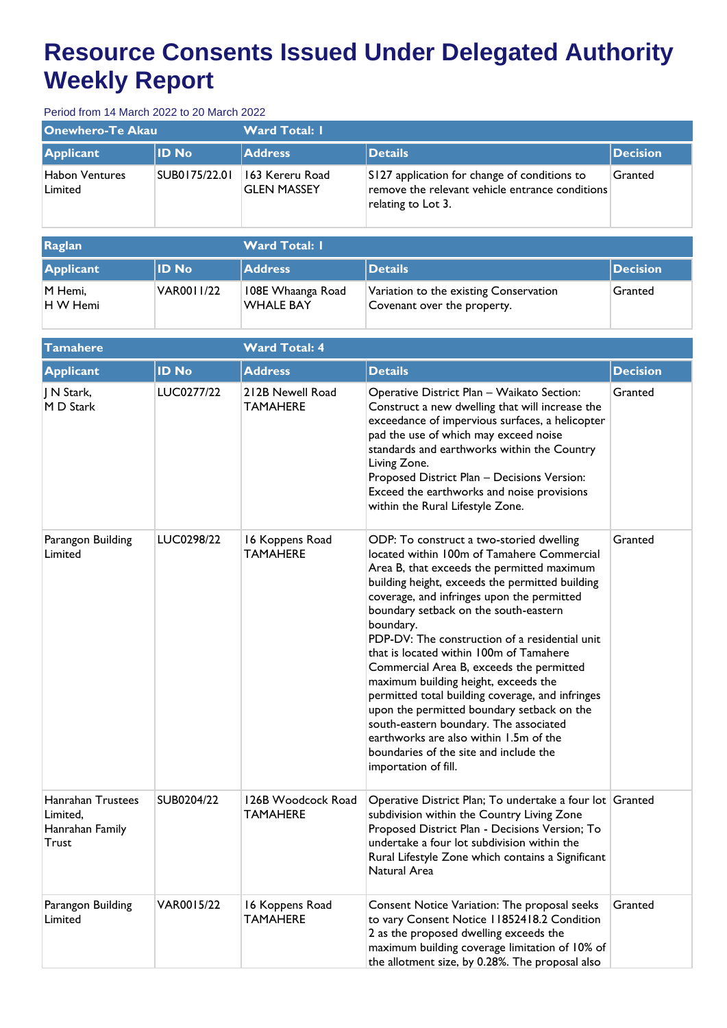# Resource Consents Issued Under Delegated Authority Weekly Report

Period from 14 March 2022 to 20 March 2022

| Onewhero-Te Akau | | Ward Total: 1 | | |
|---|---|---|---|---|
| **Applicant** | **ID No** | **Address** | **Details** | **Decision** |
| Habon Ventures Limited | SUB0175/22.01 | 163 Kereru Road GLEN MASSEY | S127 application for change of conditions to remove the relevant vehicle entrance conditions relating to Lot 3. | Granted |

| Raglan | | Ward Total: 1 | | |
|---|---|---|---|---|
| **Applicant** | **ID No** | **Address** | **Details** | **Decision** |
| M Hemi, H W Hemi | VAR0011/22 | 108E Whaanga Road WHALE BAY | Variation to the existing Conservation Covenant over the property. | Granted |

| Tamahere | | Ward Total: 4 | | |
|---|---|---|---|---|
| **Applicant** | **ID No** | **Address** | **Details** | **Decision** |
| J N Stark, M D Stark | LUC0277/22 | 212B Newell Road TAMAHERE | Operative District Plan – Waikato Section: Construct a new dwelling that will increase the exceedance of impervious surfaces, a helicopter pad the use of which may exceed noise standards and earthworks within the Country Living Zone. Proposed District Plan – Decisions Version: Exceed the earthworks and noise provisions within the Rural Lifestyle Zone. | Granted |
| Parangon Building Limited | LUC0298/22 | 16 Koppens Road TAMAHERE | ODP: To construct a two-storied dwelling located within 100m of Tamahere Commercial Area B, that exceeds the permitted maximum building height, exceeds the permitted building coverage, and infringes upon the permitted boundary setback on the south-eastern boundary. PDP-DV: The construction of a residential unit that is located within 100m of Tamahere Commercial Area B, exceeds the permitted maximum building height, exceeds the permitted total building coverage, and infringes upon the permitted boundary setback on the south-eastern boundary. The associated earthworks are also within 1.5m of the boundaries of the site and include the importation of fill. | Granted |
| Hanrahan Trustees Limited, Hanrahan Family Trust | SUB0204/22 | 126B Woodcock Road TAMAHERE | Operative District Plan; To undertake a four lot subdivision within the Country Living Zone Proposed District Plan - Decisions Version; To undertake a four lot subdivision within the Rural Lifestyle Zone which contains a Significant Natural Area | Granted |
| Parangon Building Limited | VAR0015/22 | 16 Koppens Road TAMAHERE | Consent Notice Variation: The proposal seeks to vary Consent Notice 11852418.2 Condition 2 as the proposed dwelling exceeds the maximum building coverage limitation of 10% of the allotment size, by 0.28%. The proposal also | Granted |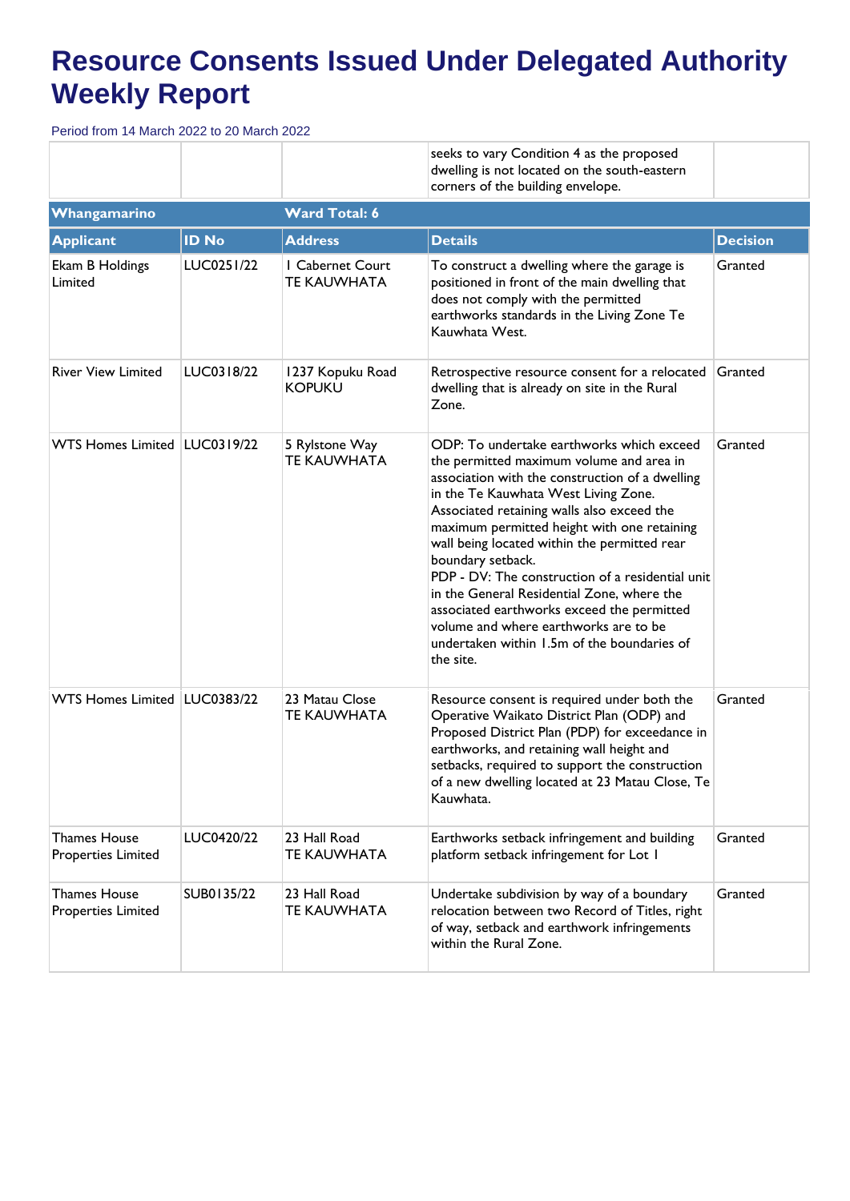# Resource Consents Issued Under Delegated Authority Weekly Report

Period from 14 March 2022 to 20 March 2022

| | | | | |
|---|---|---|---|---|
| | | | seeks to vary Condition 4 as the proposed dwelling is not located on the south-eastern corners of the building envelope. | |
| **Whangamarino** | | **Ward Total: 6** | | |
| **Applicant** | **ID No** | **Address** | **Details** | **Decision** |
| Ekam B Holdings Limited | LUC0251/22 | 1 Cabernet Court TE KAUWHATA | To construct a dwelling where the garage is positioned in front of the main dwelling that does not comply with the permitted earthworks standards in the Living Zone Te Kauwhata West. | Granted |
| River View Limited | LUC0318/22 | 1237 Kopuku Road KOPUKU | Retrospective resource consent for a relocated dwelling that is already on site in the Rural Zone. | Granted |
| WTS Homes Limited | LUC0319/22 | 5 Rylstone Way TE KAUWHATA | ODP: To undertake earthworks which exceed the permitted maximum volume and area in association with the construction of a dwelling in the Te Kauwhata West Living Zone. Associated retaining walls also exceed the maximum permitted height with one retaining wall being located within the permitted rear boundary setback.<br>PDP - DV: The construction of a residential unit in the General Residential Zone, where the associated earthworks exceed the permitted volume and where earthworks are to be undertaken within 1.5m of the boundaries of the site. | Granted |
| WTS Homes Limited | LUC0383/22 | 23 Matau Close TE KAUWHATA | Resource consent is required under both the Operative Waikato District Plan (ODP) and Proposed District Plan (PDP) for exceedance in earthworks, and retaining wall height and setbacks, required to support the construction of a new dwelling located at 23 Matau Close, Te Kauwhata. | Granted |
| Thames House Properties Limited | LUC0420/22 | 23 Hall Road TE KAUWHATA | Earthworks setback infringement and building platform setback infringement for Lot 1 | Granted |
| Thames House Properties Limited | SUB0135/22 | 23 Hall Road TE KAUWHATA | Undertake subdivision by way of a boundary relocation between two Record of Titles, right of way, setback and earthwork infringements within the Rural Zone. | Granted |